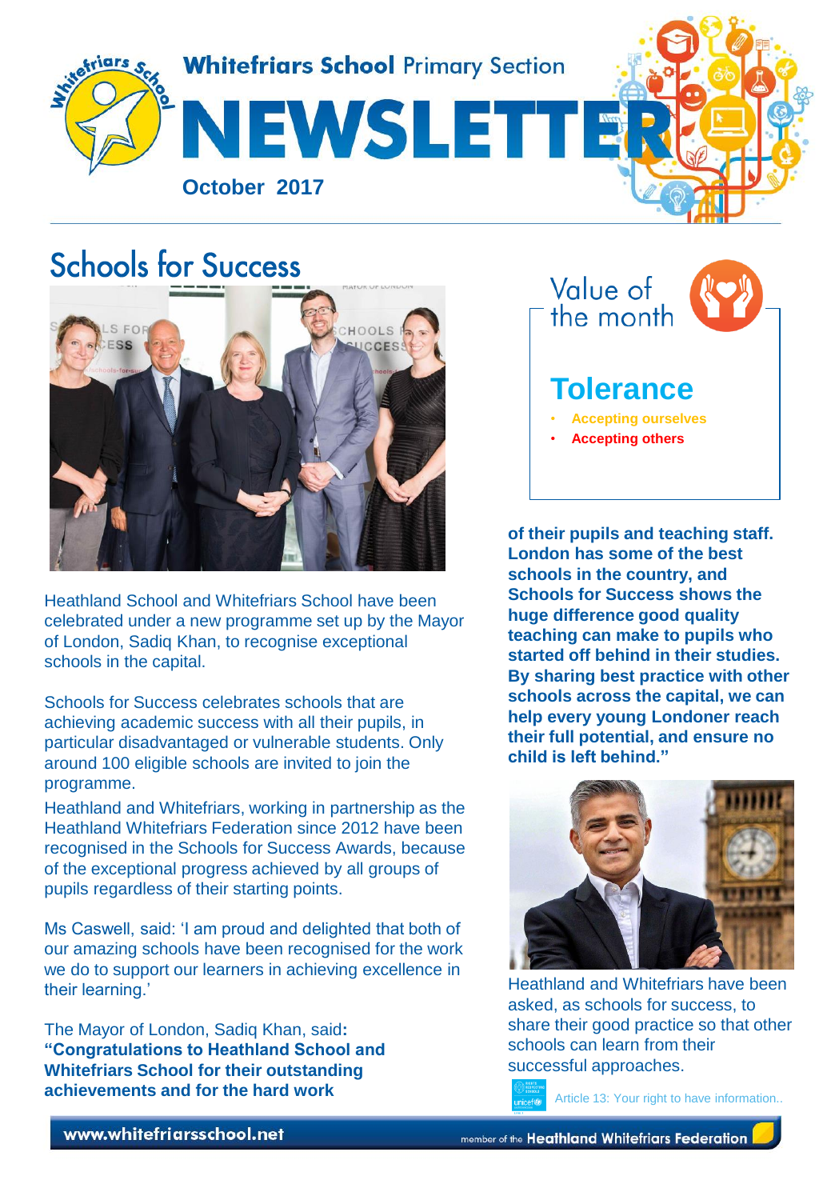# Whitefriars School Primary Section NEWSLETTER

**October 2017**

## Schools for Success

Heathland School and Whitefriars School have been celebrated under a new programme set up by the Mayor of London, Sadiq Khan, to recognise exceptional schools in the capital.

Schools for Success celebrates schools that are achieving academic success with all their pupils, in particular disadvantaged or vulnerable students. Only around 100 eligible schools are invited to join the programme.

Heathland and Whitefriars, working in partnership as the Heathland Whitefriars Federation since 2012 have been recognised in the Schools for Success Awards, because of the exceptional progress achieved by all groups of pupils regardless of their starting points.

Ms Caswell, said: 'I am proud and delighted that both of our amazing schools have been recognised for the work we do to support our learners in achieving excellence in their learning.'

The Mayor of London, Sadiq Khan, said**:** **"Congratulations to Heathland School and Whitefriars School for their outstanding achievements and for the hard work of their pupils and teaching staff. London has some of the best schools in the country, and Schools for Success shows the huge difference good quality teaching can make to pupils who started off behind in their studies. By sharing best practice with other schools across the capital, we can help every young Londoner reach their full potential, and ensure no child is left behind."**

Heathland and Whitefriars have been asked, as schools for success, to share their good practice so that other schools can learn from their successful approaches.

Article 13: Your right to have information..

## Value of the month

### Tolerance

- **Accepting ourselves**
- **Accepting others**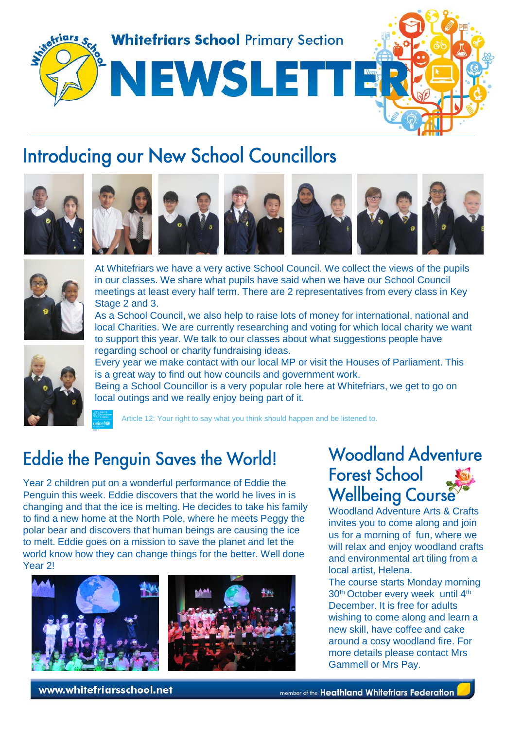Whitefriars School Primary Section

# NEWSLETTER

## Introducing our New School Councillors

At Whitefriars we have a very active School Council. We collect the views of the pupils in our classes. We share what pupils have said when we have our School Council meetings at least every half term. There are 2 representatives from every class in Key Stage 2 and 3.

As a School Council, we also help to raise lots of money for international, national and local Charities. We are currently researching and voting for which local charity we want to support this year. We talk to our classes about what suggestions people have regarding school or charity fundraising ideas.

Every year we make contact with our local MP or visit the Houses of Parliament. This is a great way to find out how councils and government work.

Being a School Councillor is a very popular role here at Whitefriars, we get to go on local outings and we really enjoy being part of it.

Article 12: Your right to say what you think should happen and be listened to.

## Eddie the Penguin Saves the World!

Year 2 children put on a wonderful performance of Eddie the Penguin this week. Eddie discovers that the world he lives in is changing and that the ice is melting. He decides to take his family to find a new home at the North Pole, where he meets Peggy the polar bear and discovers that human beings are causing the ice to melt. Eddie goes on a mission to save the planet and let the world know how they can change things for the better. Well done Year 2!

## Woodland Adventure Forest School Wellbeing Course

Woodland Adventure Arts & Crafts invites you to come along and join us for a morning of fun, where we will relax and enjoy woodland crafts and environmental art tiling from a local artist, Helena.

The course starts Monday morning 30th October every week until 4th December. It is free for adults wishing to come along and learn a new skill, have coffee and cake around a cosy woodland fire. For more details please contact Mrs Gammell or Mrs Pay.

www.whitefriarsschool.net — member of the Heathland Whitefriars Federation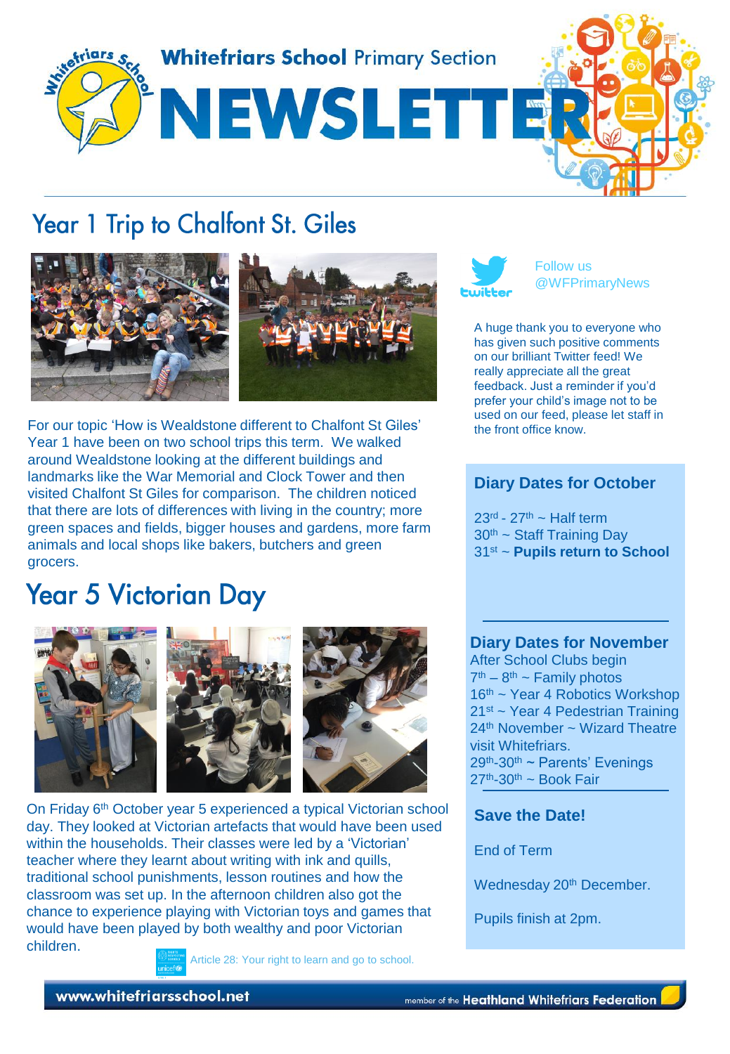# Whitefriars School Primary Section NEWSLETTER

## Year 1 Trip to Chalfont St. Giles

For our topic 'How is Wealdstone different to Chalfont St Giles' Year 1 have been on two school trips this term. We walked around Wealdstone looking at the different buildings and landmarks like the War Memorial and Clock Tower and then visited Chalfont St Giles for comparison. The children noticed that there are lots of differences with living in the country; more green spaces and fields, bigger houses and gardens, more farm animals and local shops like bakers, butchers and green grocers.

## Year 5 Victorian Day

On Friday 6th October year 5 experienced a typical Victorian school day. They looked at Victorian artefacts that would have been used within the households. Their classes were led by a 'Victorian' teacher where they learnt about writing with ink and quills, traditional school punishments, lesson routines and how the classroom was set up. In the afternoon children also got the chance to experience playing with Victorian toys and games that would have been played by both wealthy and poor Victorian children.

Article 28: Your right to learn and go to school.

Follow us @WFPrimaryNews

A huge thank you to everyone who has given such positive comments on our brilliant Twitter feed! We really appreciate all the great feedback. Just a reminder if you'd prefer your child's image not to be used on our feed, please let staff in the front office know.

### Diary Dates for October

23rd - 27th ~ Half term
30th ~ Staff Training Day
31st ~ **Pupils return to School**

### Diary Dates for November

After School Clubs begin
7th – 8th ~ Family photos
16th ~ Year 4 Robotics Workshop
21st ~ Year 4 Pedestrian Training
24th November ~ Wizard Theatre visit Whitefriars.
29th-30th ~ Parents' Evenings
27th-30th ~ Book Fair

### Save the Date!

End of Term

Wednesday 20th December.

Pupils finish at 2pm.

www.whitefriarsschool.net

member of the Heathland Whitefriars Federation